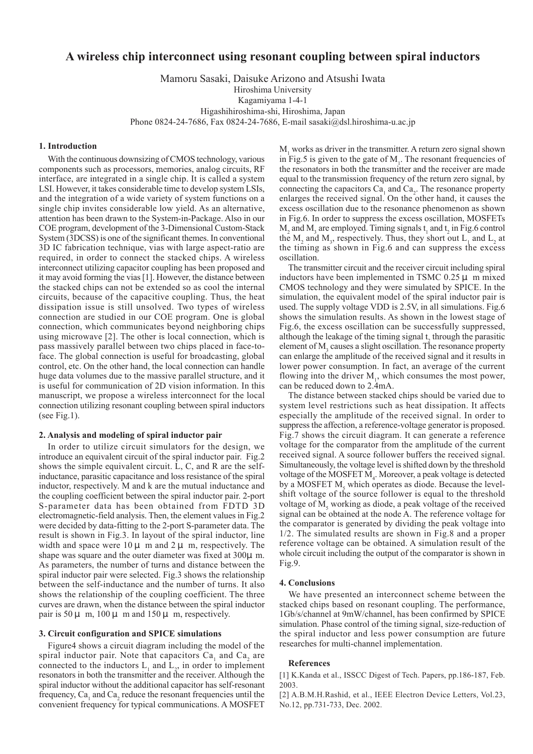# A wireless chip interconnect using resonant coupling between spiral inductors

Mamoru Sasaki, Daisuke Arizono and Atsushi Iwata

Hiroshima University

Kagamiyama 1-4-1

Higashihiroshima-shi, Hiroshima, Japan

Phone 0824-24-7686, Fax 0824-24-7686, E-mail sasaki@dsl.hiroshima-u.ac.jp

## 1. Introduction

With the continuous downsizing of CMOS technology, various components such as processors, memories, analog circuits, RF interface, are integrated in a single chip. It is called a system LSI. However, it takes considerable time to develop system LSIs, and the integration of a wide variety of system functions on a single chip invites considerable low yield. As an alternative, attention has been drawn to the System-in-Package. Also in our COE program, development of the 3-Dimensional Custom-Stack System (3DCSS) is one of the significant themes. In conventional 3D IC fabrication technique, vias with large aspect-ratio are required, in order to connect the stacked chips. A wireless interconnect utilizing capacitor coupling has been proposed and it may avoid forming the vias [1]. However, the distance between the stacked chips can not be extended so as cool the internal circuits, because of the capacitive coupling. Thus, the heat dissipation issue is still unsolved. Two types of wireless connection are studied in our COE program. One is global connection, which communicates beyond neighboring chips using microwave [2]. The other is local connection, which is pass massively parallel between two chips placed in face-to-face. The global connection is useful for broadcasting, global control, etc. On the other hand, the local connection can handle huge data volumes due to the massive parallel structure, and it is useful for communication of 2D vision information. In this manuscript, we propose a wireless interconnect for the local connection utilizing resonant coupling between spiral inductors (see Fig.1).

## 2. Analysis and modeling of spiral inductor pair

In order to utilize circuit simulators for the design, we introduce an equivalent circuit of the spiral inductor pair. Fig.2 shows the simple equivalent circuit. L, C, and R are the self-inductance, parasitic capacitance and loss resistance of the spiral inductor, respectively. M and k are the mutual inductance and the coupling coefficient between the spiral inductor pair. 2-port S-parameter data has been obtained from FDTD 3D electromagnetic-field analysis. Then, the element values in Fig.2 were decided by data-fitting to the 2-port S-parameter data. The result is shown in Fig.3. In layout of the spiral inductor, line width and space were 10 μ m and 2 μ m, respectively. The shape was square and the outer diameter was fixed at 300μ m. As parameters, the number of turns and distance between the spiral inductor pair were selected. Fig.3 shows the relationship between the self-inductance and the number of turns. It also shows the relationship of the coupling coefficient. The three curves are drawn, when the distance between the spiral inductor pair is 50 μ m, 100 μ m and 150 μ m, respectively.

## 3. Circuit configuration and SPICE simulations

Figure4 shows a circuit diagram including the model of the spiral inductor pair. Note that capacitors $Ca_1$ and $Ca_2$ are connected to the inductors $L_1$ and $L_2$, in order to implement resonators in both the transmitter and the receiver. Although the spiral inductor without the additional capacitor has self-resonant frequency, $Ca_1$ and $Ca_2$ reduce the resonant frequencies until the convenient frequency for typical communications. A MOSFET $M_1$ works as driver in the transmitter. A return zero signal shown in Fig.5 is given to the gate of $M_1$. The resonant frequencies of the resonators in both the transmitter and the receiver are made equal to the transmission frequency of the return zero signal, by connecting the capacitors $Ca_1$ and $Ca_2$. The resonance property enlarges the received signal. On the other hand, it causes the excess oscillation due to the resonance phenomenon as shown in Fig.6. In order to suppress the excess oscillation, MOSFETs $M_2$ and $M_3$ are employed. Timing signals $t_1$ and $t_2$ in Fig.6 control the $M_2$ and $M_3$, respectively. Thus, they short out $L_1$ and $L_2$ at the timing as shown in Fig.6 and can suppress the excess oscillation.

The transmitter circuit and the receiver circuit including spiral inductors have been implemented in TSMC 0.25 μ m mixed CMOS technology and they were simulated by SPICE. In the simulation, the equivalent model of the spiral inductor pair is used. The supply voltage VDD is 2.5V, in all simulations. Fig.6 shows the simulation results. As shown in the lowest stage of Fig.6, the excess oscillation can be successfully suppressed, although the leakage of the timing signal $t_2$ through the parasitic element of $M_3$ causes a slight oscillation. The resonance property can enlarge the amplitude of the received signal and it results in lower power consumption. In fact, an average of the current flowing into the driver $M_1$, which consumes the most power, can be reduced down to 2.4mA.

The distance between stacked chips should be varied due to system level restrictions such as heat dissipation. It affects especially the amplitude of the received signal. In order to suppress the affection, a reference-voltage generator is proposed. Fig.7 shows the circuit diagram. It can generate a reference voltage for the comparator from the amplitude of the current received signal. A source follower buffers the received signal. Simultaneously, the voltage level is shifted down by the threshold voltage of the MOSFET $M_4$. Moreover, a peak voltage is detected by a MOSFET $M_5$ which operates as diode. Because the level-shift voltage of the source follower is equal to the threshold voltage of $M_5$ working as diode, a peak voltage of the received signal can be obtained at the node A. The reference voltage for the comparator is generated by dividing the peak voltage into 1/2. The simulated results are shown in Fig.8 and a proper reference voltage can be obtained. A simulation result of the whole circuit including the output of the comparator is shown in Fig.9.

## 4. Conclusions

We have presented an interconnect scheme between the stacked chips based on resonant coupling. The performance, 1Gb/s/channel at 9mW/channel, has been confirmed by SPICE simulation. Phase control of the timing signal, size-reduction of the spiral inductor and less power consumption are future researches for multi-channel implementation.

### References

[1] K.Kanda et al., ISSCC Digest of Tech. Papers, pp.186-187, Feb. 2003.

[2] A.B.M.H.Rashid, et al., IEEE Electron Device Letters, Vol.23, No.12, pp.731-733, Dec. 2002.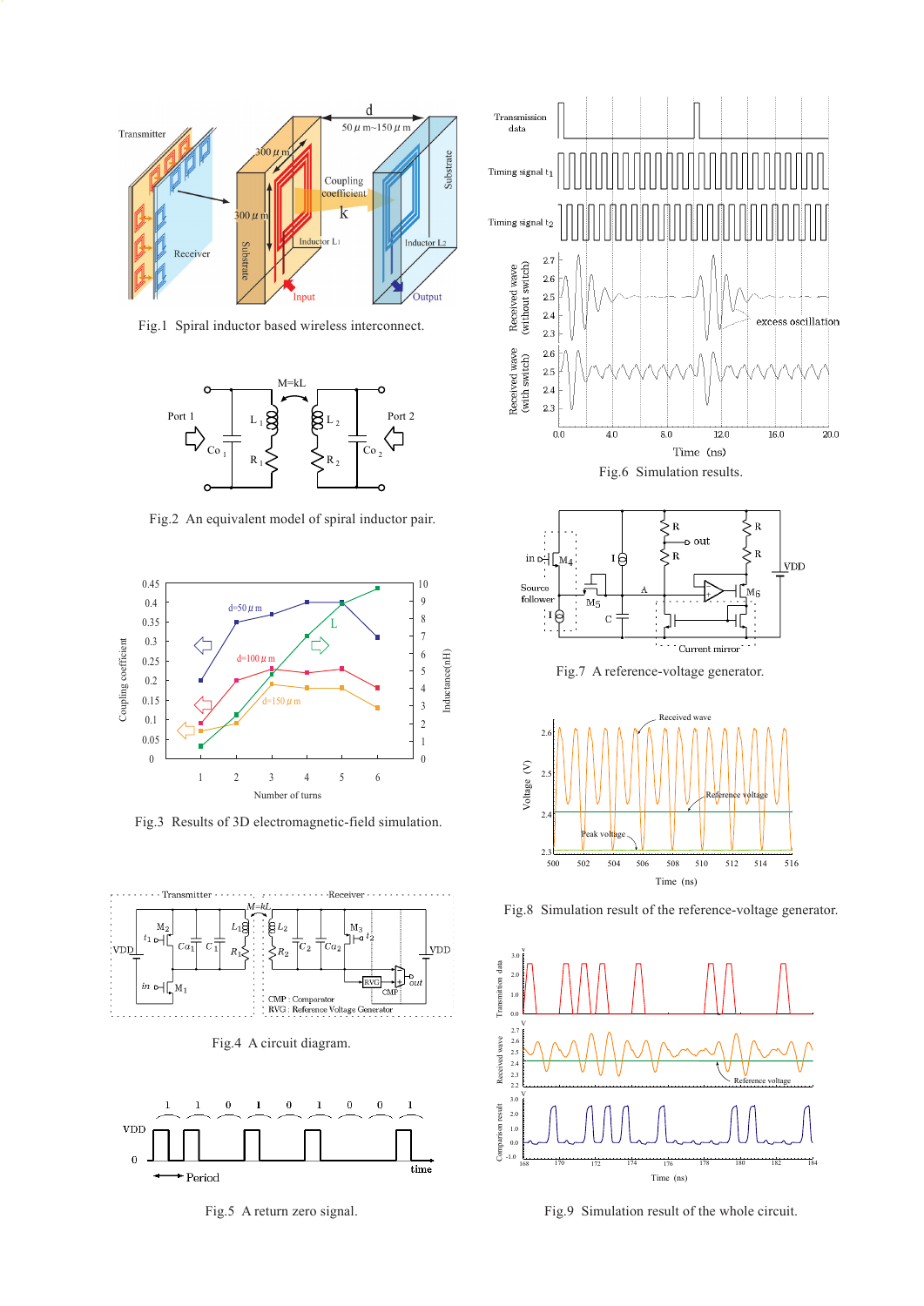Transmitter

Receiver

300 μm

300 μm

d

50 μm~150 μm

Coupling coefficient

k

Inductor L1

Inductor L2

Substrate

Substrate

Input

Output

Fig.1 Spiral inductor based wireless interconnect.

M=kL

Port 1

Port 2

L 1

L 2

Co 1

Co 2

R 1

R 2

Fig.2 An equivalent model of spiral inductor pair.

0.45
0.4
0.35
0.3
0.25
0.2
0.15
0.1
0.05
0

10
9
8
7
6
5
4
3
2
1
0

1 2 3 4 5 6

Coupling coefficient

Inductance(nH)

Number of turns

d=50 μm

d=100 μm

d=150 μm

L

Fig.3 Results of 3D electromagnetic-field simulation.

Transmitter

Receiver

M=kL

M2

M1

M3

t1

t2

in

VDD

VDD

Cα1

C1

L1

R1

L2

R2

C2

Cα2

RVG

CMP

out

CMP : Comparator

RVG : Reference Voltage Generator

Fig.4 A circuit diagram.

1 1 0 1 0 1 0 0 1

VDD

0

Period

time

Fig.5 A return zero signal.

Transmission data

Timing signal t1

Timing signal t2

Received wave (without switch)

2.7
2.6
2.5
2.4
2.3

excess oscillation

Received wave (with switch)

2.6
2.5
2.4
2.3

0.0 4.0 8.0 12.0 16.0 20.0

Time (ns)

Fig.6 Simulation results.

in

M4

Source follower

I

I

M5

A

C

R

R

R

R

out

M6

VDD

Current mirror

Fig.7 A reference-voltage generator.

Received wave

Reference voltage

Peak voltage

2.6

2.5

2.4

2.3

Voltage (V)

500 502 504 506 508 510 512 514 516

Time (ns)

Fig.8 Simulation result of the reference-voltage generator.

Transmission data

3.0
2.0
1.0
0.0

Received wave

2.7
2.6
2.5
2.4
2.3
2.2

Reference voltage

Comparison result

3.0
2.0
1.0
0.0
-1.0

168 170 172 174 176 178 180 182 184

Time (ns)

Fig.9 Simulation result of the whole circuit.